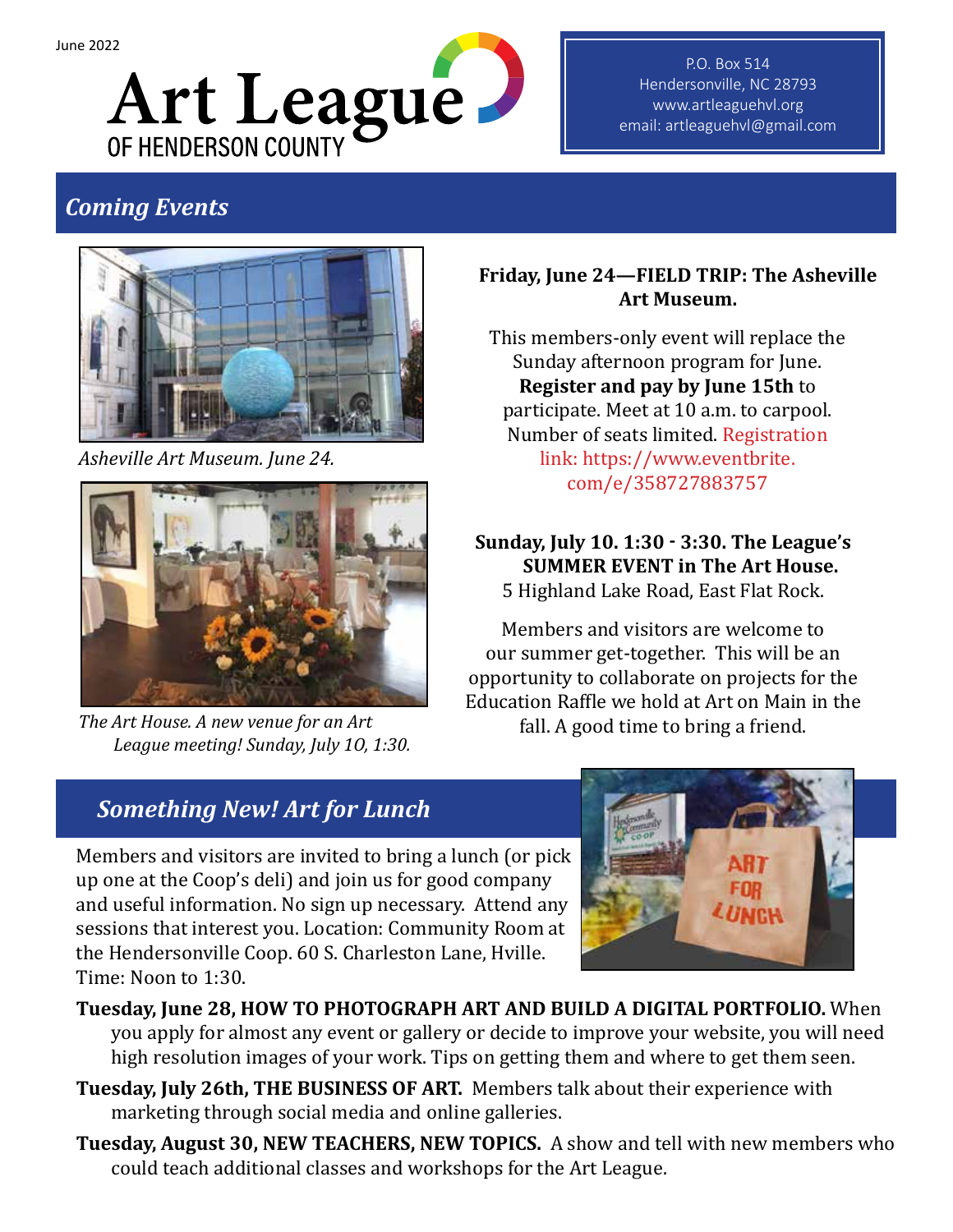June 2022

# Art League OF HENDERSON COUNTY

P.O. Box 514
Hendersonville, NC 28793
www.artleaguehvl.org
email: artleaguehvl@gmail.com

## *Coming Events*

*Asheville Art Museum. June 24.*

*The Art House. A new venue for an Art League meeting! Sunday, July 10, 1:30.*

**Friday, June 24—FIELD TRIP: The Asheville Art Museum.**

This members-only event will replace the Sunday afternoon program for June. **Register and pay by June 15th** to participate. Meet at 10 a.m. to carpool. Number of seats limited. Registration link: https://www.eventbrite.com/e/358727883757

**Sunday, July 10. 1:30 - 3:30. The League's SUMMER EVENT in The Art House.**
5 Highland Lake Road, East Flat Rock.

Members and visitors are welcome to our summer get-together. This will be an opportunity to collaborate on projects for the Education Raffle we hold at Art on Main in the fall. A good time to bring a friend.

## *Something New! Art for Lunch*

Members and visitors are invited to bring a lunch (or pick up one at the Coop's deli) and join us for good company and useful information. No sign up necessary. Attend any sessions that interest you. Location: Community Room at the Hendersonville Coop. 60 S. Charleston Lane, Hville. Time: Noon to 1:30.

**Tuesday, June 28, HOW TO PHOTOGRAPH ART AND BUILD A DIGITAL PORTFOLIO.** When you apply for almost any event or gallery or decide to improve your website, you will need high resolution images of your work. Tips on getting them and where to get them seen.

**Tuesday, July 26th, THE BUSINESS OF ART.** Members talk about their experience with marketing through social media and online galleries.

**Tuesday, August 30, NEW TEACHERS, NEW TOPICS.** A show and tell with new members who could teach additional classes and workshops for the Art League.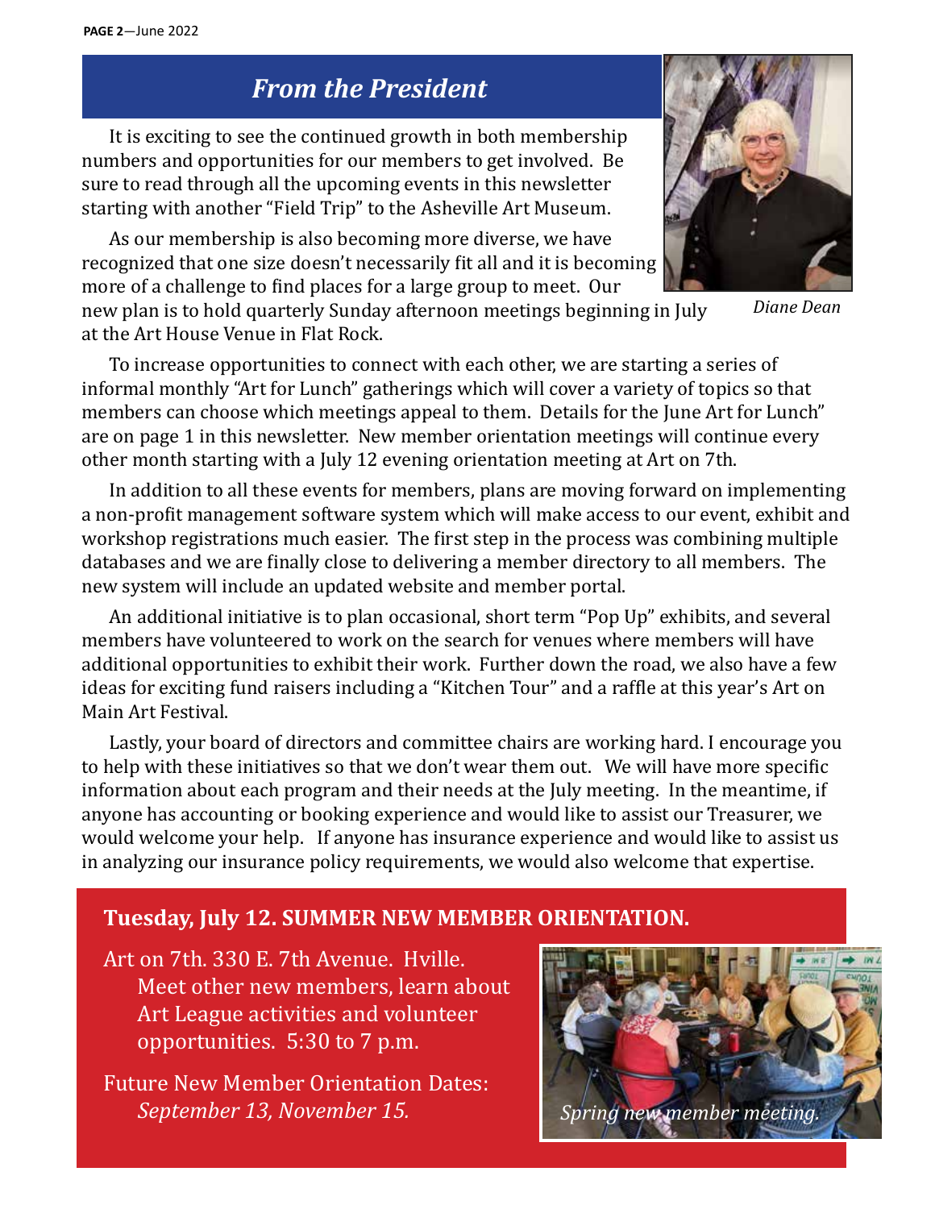## *From the President*

It is exciting to see the continued growth in both membership numbers and opportunities for our members to get involved. Be sure to read through all the upcoming events in this newsletter starting with another "Field Trip" to the Asheville Art Museum.

As our membership is also becoming more diverse, we have recognized that one size doesn't necessarily fit all and it is becoming more of a challenge to find places for a large group to meet. Our new plan is to hold quarterly Sunday afternoon meetings beginning in July at the Art House Venue in Flat Rock.

*Diane Dean*

To increase opportunities to connect with each other, we are starting a series of informal monthly "Art for Lunch" gatherings which will cover a variety of topics so that members can choose which meetings appeal to them. Details for the June Art for Lunch" are on page 1 in this newsletter. New member orientation meetings will continue every other month starting with a July 12 evening orientation meeting at Art on 7th.

In addition to all these events for members, plans are moving forward on implementing a non-profit management software system which will make access to our event, exhibit and workshop registrations much easier. The first step in the process was combining multiple databases and we are finally close to delivering a member directory to all members. The new system will include an updated website and member portal.

An additional initiative is to plan occasional, short term "Pop Up" exhibits, and several members have volunteered to work on the search for venues where members will have additional opportunities to exhibit their work. Further down the road, we also have a few ideas for exciting fund raisers including a "Kitchen Tour" and a raffle at this year's Art on Main Art Festival.

Lastly, your board of directors and committee chairs are working hard. I encourage you to help with these initiatives so that we don't wear them out. We will have more specific information about each program and their needs at the July meeting. In the meantime, if anyone has accounting or booking experience and would like to assist our Treasurer, we would welcome your help. If anyone has insurance experience and would like to assist us in analyzing our insurance policy requirements, we would also welcome that expertise.

### Tuesday, July 12. SUMMER NEW MEMBER ORIENTATION.

Art on 7th. 330 E. 7th Avenue. Hville. Meet other new members, learn about Art League activities and volunteer opportunities. 5:30 to 7 p.m.

Future New Member Orientation Dates: *September 13, November 15.*

*Spring new member meeting.*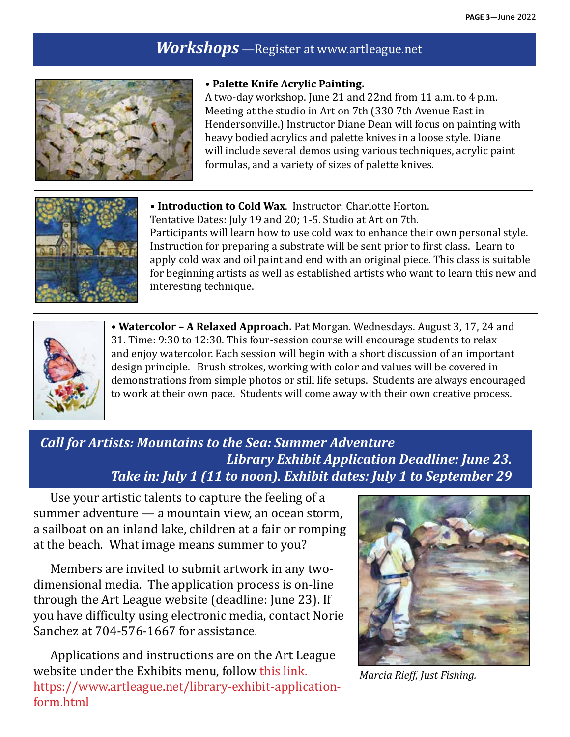## *Workshops* —Register at www.artleague.net

• **Palette Knife Acrylic Painting.**
A two-day workshop. June 21 and 22nd from 11 a.m. to 4 p.m. Meeting at the studio in Art on 7th (330 7th Avenue East in Hendersonville.) Instructor Diane Dean will focus on painting with heavy bodied acrylics and palette knives in a loose style. Diane will include several demos using various techniques, acrylic paint formulas, and a variety of sizes of palette knives.

---

• **Introduction to Cold Wax**. Instructor: Charlotte Horton.
Tentative Dates: July 19 and 20; 1-5. Studio at Art on 7th.
Participants will learn how to use cold wax to enhance their own personal style. Instruction for preparing a substrate will be sent prior to first class. Learn to apply cold wax and oil paint and end with an original piece. This class is suitable for beginning artists as well as established artists who want to learn this new and interesting technique.

---

• **Watercolor – A Relaxed Approach.** Pat Morgan. Wednesdays. August 3, 17, 24 and 31. Time: 9:30 to 12:30. This four-session course will encourage students to relax and enjoy watercolor. Each session will begin with a short discussion of an important design principle. Brush strokes, working with color and values will be covered in demonstrations from simple photos or still life setups. Students are always encouraged to work at their own pace. Students will come away with their own creative process.

## *Call for Artists: Mountains to the Sea: Summer Adventure*
### *Library Exhibit Application Deadline: June 23.*
### *Take in: July 1 (11 to noon). Exhibit dates: July 1 to September 29*

Use your artistic talents to capture the feeling of a summer adventure — a mountain view, an ocean storm, a sailboat on an inland lake, children at a fair or romping at the beach. What image means summer to you?

Members are invited to submit artwork in any two-dimensional media. The application process is on-line through the Art League website (deadline: June 23). If you have difficulty using electronic media, contact Norie Sanchez at 704-576-1667 for assistance.

Applications and instructions are on the Art League website under the Exhibits menu, follow this link. https://www.artleague.net/library-exhibit-application-form.html

*Marcia Rieff, Just Fishing.*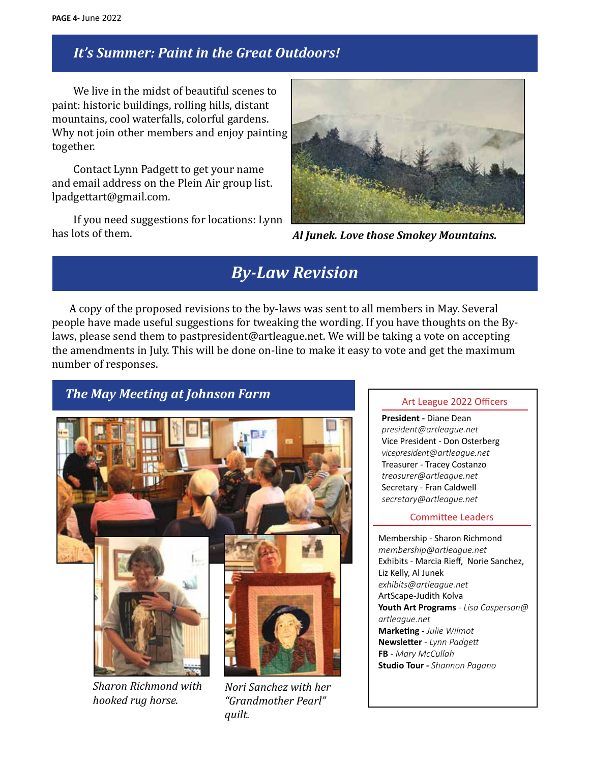## It's Summer: Paint in the Great Outdoors!

We live in the midst of beautiful scenes to paint: historic buildings, rolling hills, distant mountains, cool waterfalls, colorful gardens. Why not join other members and enjoy painting together.

Contact Lynn Padgett to get your name and email address on the Plein Air group list. lpadgettart@gmail.com.

If you need suggestions for locations: Lynn has lots of them.

***Al Junek. Love those Smokey Mountains.***

## By-Law Revision

A copy of the proposed revisions to the by-laws was sent to all members in May. Several people have made useful suggestions for tweaking the wording. If you have thoughts on the By-laws, please send them to pastpresident@artleague.net. We will be taking a vote on accepting the amendments in July. This will be done on-line to make it easy to vote and get the maximum number of responses.

## The May Meeting at Johnson Farm

*Sharon Richmond with hooked rug horse.*

*Nori Sanchez with her "Grandmother Pearl" quilt.*

### Art League 2022 Officers

**President -** Diane Dean
*president@artleague.net*
Vice President - Don Osterberg
*vicepresident@artleague.net*
Treasurer - Tracey Costanzo
*treasurer@artleague.net*
Secretary - Fran Caldwell
*secretary@artleague.net*

### Committee Leaders

Membership - Sharon Richmond
*membership@artleague.net*
Exhibits - Marcia Rieff, Norie Sanchez, Liz Kelly, Al Junek
*exhibits@artleague.net*
ArtScape-Judith Kolva
**Youth Art Programs** - *Lisa Casperson@artleague.net*
**Marketing** - *Julie Wilmot*
**Newsletter** - *Lynn Padgett*
**FB** - *Mary McCullah*
**Studio Tour -** *Shannon Pagano*